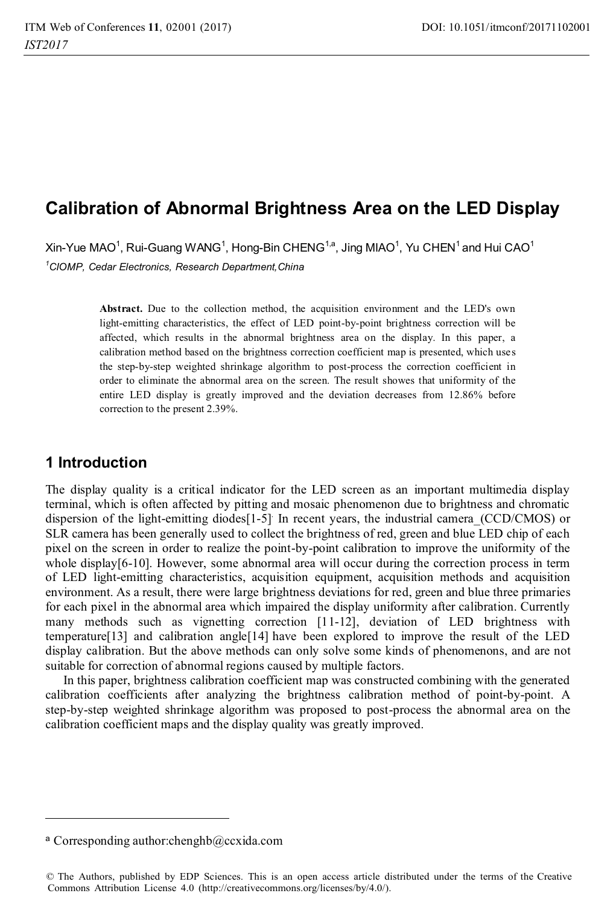# Calibration of Abnormal Brightness Area on the LED Display

Xin-Yue MAO[1], Rui-Guang WANG[1], Hong-Bin CHENG[1,a], Jing MIAO[1], Yu CHEN[1] and Hui CAO[1]

[1]*CIOMP, Cedar Electronics, Research Department,China*

**Abstract.** Due to the collection method, the acquisition environment and the LED's own light-emitting characteristics, the effect of LED point-by-point brightness correction will be affected, which results in the abnormal brightness area on the display. In this paper, a calibration method based on the brightness correction coefficient map is presented, which uses the step-by-step weighted shrinkage algorithm to post-process the correction coefficient in order to eliminate the abnormal area on the screen. The result showes that uniformity of the entire LED display is greatly improved and the deviation decreases from 12.86% before correction to the present 2.39%.

## 1 Introduction

The display quality is a critical indicator for the LED screen as an important multimedia display terminal, which is often affected by pitting and mosaic phenomenon due to brightness and chromatic dispersion of the light-emitting diodes[1-5]. In recent years, the industrial camera_(CCD/CMOS) or SLR camera has been generally used to collect the brightness of red, green and blue LED chip of each pixel on the screen in order to realize the point-by-point calibration to improve the uniformity of the whole display[6-10]. However, some abnormal area will occur during the correction process in term of LED light-emitting characteristics, acquisition equipment, acquisition methods and acquisition environment. As a result, there were large brightness deviations for red, green and blue three primaries for each pixel in the abnormal area which impaired the display uniformity after calibration. Currently many methods such as vignetting correction [11-12], deviation of LED brightness with temperature[13] and calibration angle[14] have been explored to improve the result of the LED display calibration. But the above methods can only solve some kinds of phenomenons, and are not suitable for correction of abnormal regions caused by multiple factors.

In this paper, brightness calibration coefficient map was constructed combining with the generated calibration coefficients after analyzing the brightness calibration method of point-by-point. A step-by-step weighted shrinkage algorithm was proposed to post-process the abnormal area on the calibration coefficient maps and the display quality was greatly improved.

---

[a] Corresponding author:chenghb@ccxida.com

© The Authors, published by EDP Sciences. This is an open access article distributed under the terms of the Creative Commons Attribution License 4.0 (http://creativecommons.org/licenses/by/4.0/).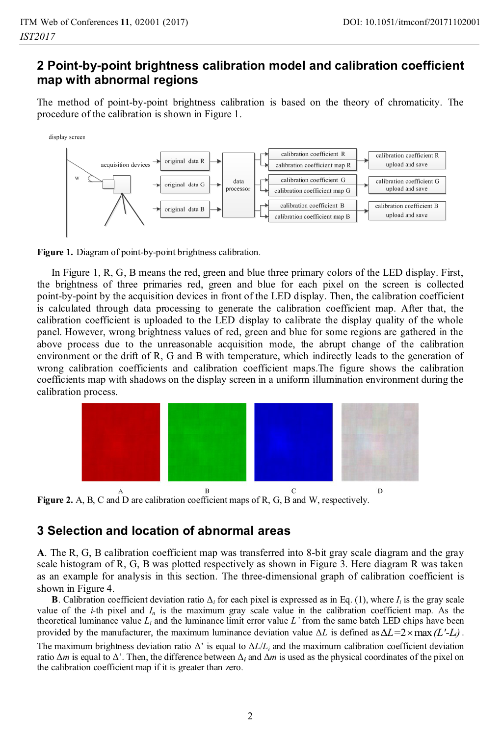## 2 Point-by-point brightness calibration model and calibration coefficient map with abnormal regions

The method of point-by-point brightness calibration is based on the theory of chromaticity. The procedure of the calibration is shown in Figure 1.

**Figure 1.** Diagram of point-by-point brightness calibration.

In Figure 1, R, G, B means the red, green and blue three primary colors of the LED display. First, the brightness of three primaries red, green and blue for each pixel on the screen is collected point-by-point by the acquisition devices in front of the LED display. Then, the calibration coefficient is calculated through data processing to generate the calibration coefficient map. After that, the calibration coefficient is uploaded to the LED display to calibrate the display quality of the whole panel. However, wrong brightness values of red, green and blue for some regions are gathered in the above process due to the unreasonable acquisition mode, the abrupt change of the calibration environment or the drift of R, G and B with temperature, which indirectly leads to the generation of wrong calibration coefficients and calibration coefficient maps.The figure shows the calibration coefficients map with shadows on the display screen in a uniform illumination environment during the calibration process.

**Figure 2.** A, B, C and D are calibration coefficient maps of R, G, B and W, respectively.

## 3 Selection and location of abnormal areas

**A**. The R, G, B calibration coefficient map was transferred into 8-bit gray scale diagram and the gray scale histogram of R, G, B was plotted respectively as shown in Figure 3. Here diagram R was taken as an example for analysis in this section. The three-dimensional graph of calibration coefficient is shown in Figure 4.

**B**. Calibration coefficient deviation ratio $\Delta_i$ for each pixel is expressed as in Eq. (1), where $I_i$ is the gray scale value of the $i$-th pixel and $I_n$ is the maximum gray scale value in the calibration coefficient map. As the theoretical luminance value $L_i$ and the luminance limit error value $L'$ from the same batch LED chips have been provided by the manufacturer, the maximum luminance deviation value $\Delta L$ is defined as $\Delta L = 2 \times \max(L' - L_i)$. The maximum brightness deviation ratio $\Delta'$ is equal to $\Delta L / L_i$ and the maximum calibration coefficient deviation ratio $\Delta m$ is equal to $\Delta'$. Then, the difference between $\Delta_i$ and $\Delta m$ is used as the physical coordinates of the pixel on the calibration coefficient map if it is greater than zero.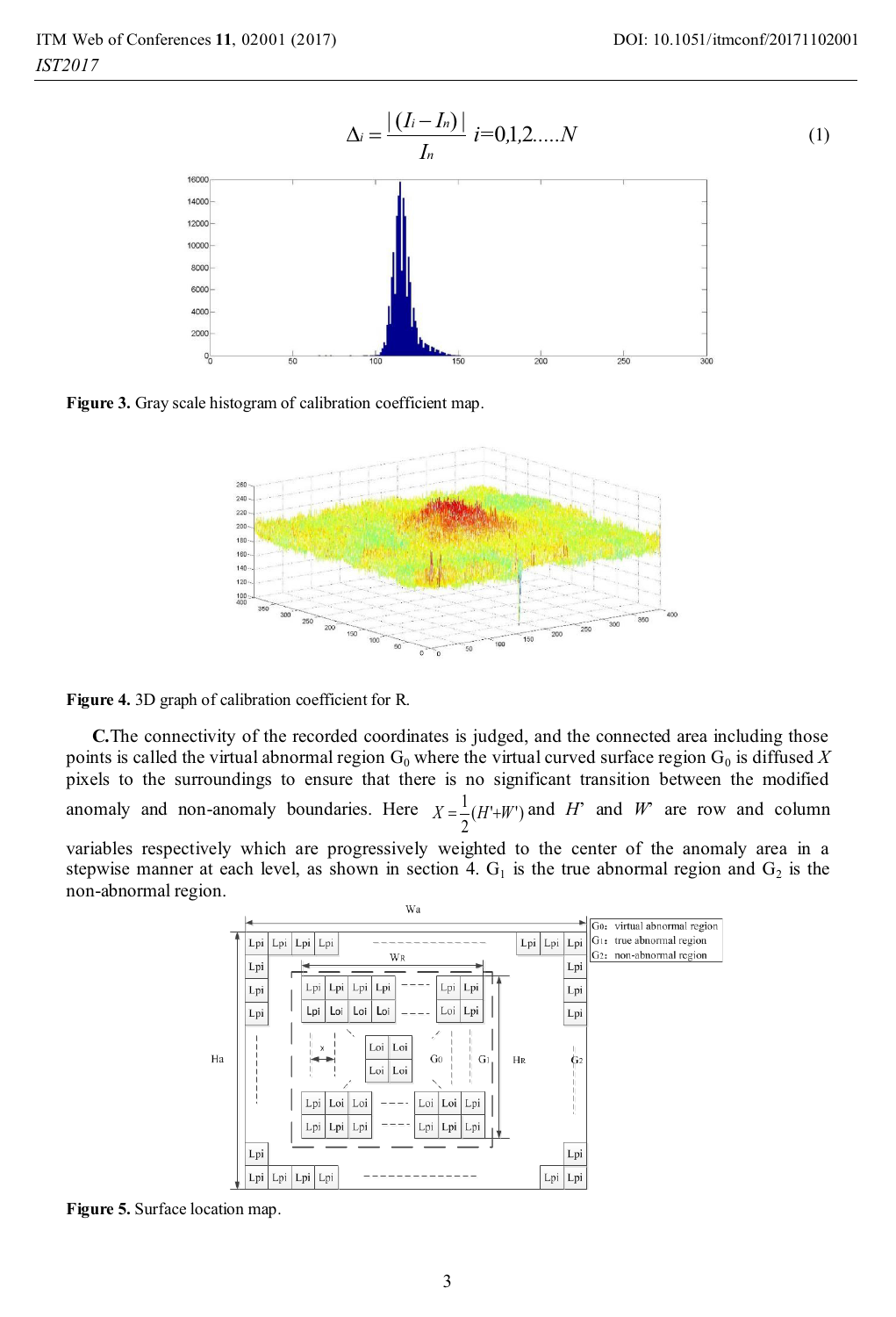$$\Delta_i = \frac{|(I_i - I_n)|}{I_n} \quad i=0,1,2.....N \tag{1}$$

**Figure 3.** Gray scale histogram of calibration coefficient map.

**Figure 4.** 3D graph of calibration coefficient for R.

**C.**The connectivity of the recorded coordinates is judged, and the connected area including those points is called the virtual abnormal region $G_0$ where the virtual curved surface region $G_0$ is diffused $X$ pixels to the surroundings to ensure that there is no significant transition between the modified anomaly and non-anomaly boundaries. Here $X = \frac{1}{2}(H' + W')$ and $H'$ and $W'$ are row and column variables respectively which are progressively weighted to the center of the anomaly area in a stepwise manner at each level, as shown in section 4. $G_1$ is the true abnormal region and $G_2$ is the non-abnormal region.

**Figure 5.** Surface location map.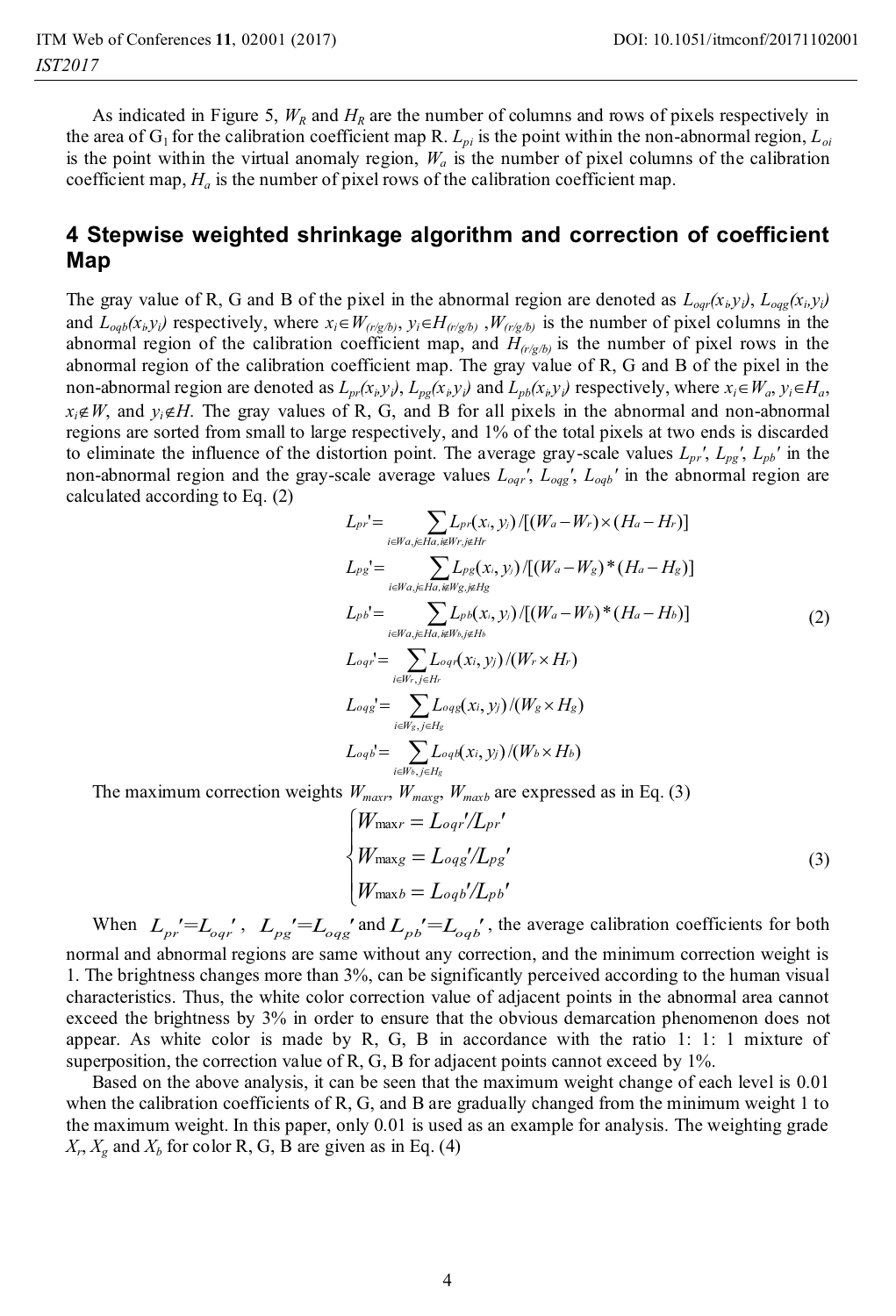As indicated in Figure 5, $W_R$ and $H_R$ are the number of columns and rows of pixels respectively in the area of $G_1$ for the calibration coefficient map R. $L_{pi}$ is the point within the non-abnormal region, $L_{oi}$ is the point within the virtual anomaly region, $W_a$ is the number of pixel columns of the calibration coefficient map, $H_a$ is the number of pixel rows of the calibration coefficient map.

## 4 Stepwise weighted shrinkage algorithm and correction of coefficient Map

The gray value of R, G and B of the pixel in the abnormal region are denoted as $L_{oqr}(x_i,y_i)$, $L_{oqg}(x_i,y_i)$ and $L_{oqb}(x_i,y_i)$ respectively, where $x_i \in W_{(r/g/b)}$, $y_i \in H_{(r/g/b)}$ ,$W_{(r/g/b)}$ is the number of pixel columns in the abnormal region of the calibration coefficient map, and $H_{(r/g/b)}$ is the number of pixel rows in the abnormal region of the calibration coefficient map. The gray value of R, G and B of the pixel in the non-abnormal region are denoted as $L_{pr}(x_i,y_i)$, $L_{pg}(x_i,y_i)$ and $L_{pb}(x_i,y_i)$ respectively, where $x_i \in W_a$, $y_i \in H_a$, $x_i \notin W$, and $y_i \notin H$. The gray values of R, G, and B for all pixels in the abnormal and non-abnormal regions are sorted from small to large respectively, and 1% of the total pixels at two ends is discarded to eliminate the influence of the distortion point. The average gray-scale values $L_{pr}'$, $L_{pg}'$, $L_{pb}'$ in the non-abnormal region and the gray-scale average values $L_{oqr}'$, $L_{oqg}'$, $L_{oqb}'$ in the abnormal region are calculated according to Eq. (2)

$$
\begin{aligned}
L_{pr}' &= \sum_{i \in Wa, j \in Ha, i \notin Wr, j \notin Hr} L_{pr}(x_i, y_j) / [(W_a - W_r) \times (H_a - H_r)] \\
L_{pg}' &= \sum_{i \in Wa, j \in Ha, i \notin Wg, j \notin Hg} L_{pg}(x_i, y_j) / [(W_a - W_g) * (H_a - H_g)] \\
L_{pb}' &= \sum_{i \in Wa, j \in Ha, i \notin Wb, j \notin Hb} L_{pb}(x_i, y_j) / [(W_a - W_b) * (H_a - H_b)] \\
L_{oqr}' &= \sum_{i \in W_r, j \in H_r} L_{oqr}(x_i, y_j) / (W_r \times H_r) \\
L_{oqg}' &= \sum_{i \in W_g, j \in H_g} L_{oqg}(x_i, y_j) / (W_g \times H_g) \\
L_{oqb}' &= \sum_{i \in W_b, j \in H_g} L_{oqb}(x_i, y_j) / (W_b \times H_b)
\end{aligned}
\tag{2}
$$

The maximum correction weights $W_{maxr}$, $W_{maxg}$, $W_{maxb}$ are expressed as in Eq. (3)

$$
\begin{cases}
W_{\max r} = L_{oqr}'/L_{pr}' \\
W_{\max g} = L_{oqg}'/L_{pg}' \\
W_{\max b} = L_{oqb}'/L_{pb}'
\end{cases}
\tag{3}
$$

When $L_{pr}'=L_{oqr}'$, $L_{pg}'=L_{oqg}'$ and $L_{pb}'=L_{oqb}'$, the average calibration coefficients for both normal and abnormal regions are same without any correction, and the minimum correction weight is 1. The brightness changes more than 3%, can be significantly perceived according to the human visual characteristics. Thus, the white color correction value of adjacent points in the abnormal area cannot exceed the brightness by 3% in order to ensure that the obvious demarcation phenomenon does not appear. As white color is made by R, G, B in accordance with the ratio 1: 1: 1 mixture of superposition, the correction value of R, G, B for adjacent points cannot exceed by 1%.

Based on the above analysis, it can be seen that the maximum weight change of each level is 0.01 when the calibration coefficients of R, G, and B are gradually changed from the minimum weight 1 to the maximum weight. In this paper, only 0.01 is used as an example for analysis. The weighting grade $X_r$, $X_g$ and $X_b$ for color R, G, B are given as in Eq. (4)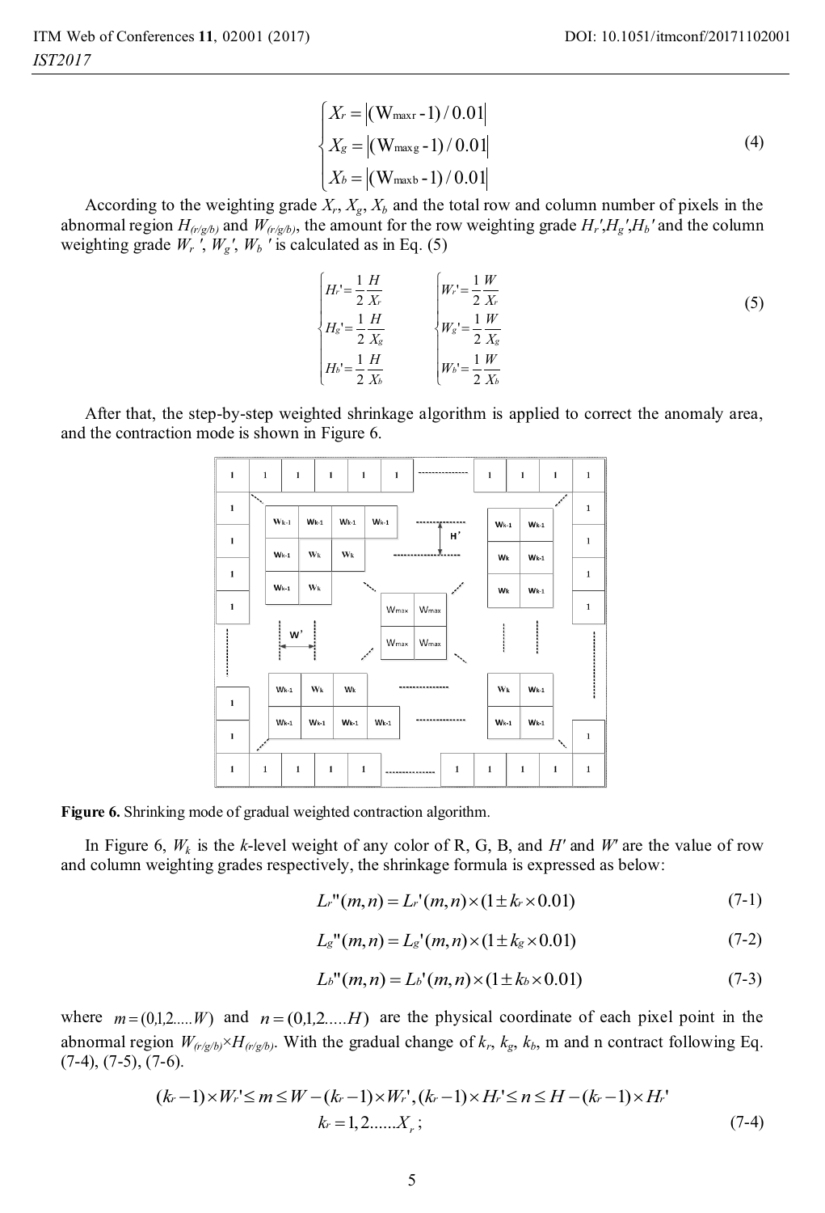$$
\begin{cases}
X_r = \left|(\mathrm{W}_{\mathrm{max}r} - 1)/0.01\right| \\
X_g = \left|(\mathrm{W}_{\mathrm{max}g} - 1)/0.01\right| \\
X_b = \left|(\mathrm{W}_{\mathrm{max}b} - 1)/0.01\right|
\end{cases}
\tag{4}
$$

According to the weighting grade $X_r$, $X_g$, $X_b$ and the total row and column number of pixels in the abnormal region $H_{(r/g/b)}$ and $W_{(r/g/b)}$, the amount for the row weighting grade $H_r'$,$H_g'$,$H_b'$ and the column weighting grade $W_r'$, $W_g'$, $W_b'$ is calculated as in Eq. (5)

$$
\begin{cases}
H_r' = \dfrac{1}{2}\dfrac{H}{X_r} \\
H_g' = \dfrac{1}{2}\dfrac{H}{X_g} \\
H_b' = \dfrac{1}{2}\dfrac{H}{X_b}
\end{cases}
\qquad
\begin{cases}
W_r' = \dfrac{1}{2}\dfrac{W}{X_r} \\
W_g' = \dfrac{1}{2}\dfrac{W}{X_g} \\
W_b' = \dfrac{1}{2}\dfrac{W}{X_b}
\end{cases}
\tag{5}
$$

After that, the step-by-step weighted shrinkage algorithm is applied to correct the anomaly area, and the contraction mode is shown in Figure 6.

**Figure 6.** Shrinking mode of gradual weighted contraction algorithm.

In Figure 6, $W_k$ is the $k$-level weight of any color of R, G, B, and $H'$ and $W'$ are the value of row and column weighting grades respectively, the shrinkage formula is expressed as below:

$$L_r''(m,n) = L_r'(m,n) \times (1 \pm k_r \times 0.01) \tag{7-1}$$

$$L_g''(m,n) = L_g'(m,n) \times (1 \pm k_g \times 0.01) \tag{7-2}$$

$$L_b''(m,n) = L_b'(m,n) \times (1 \pm k_b \times 0.01) \tag{7-3}$$

where $m = (0,1,2.....W)$ and $n = (0,1,2.....H)$ are the physical coordinate of each pixel point in the abnormal region $W_{(r/g/b)} \times H_{(r/g/b)}$. With the gradual change of $k_r$, $k_g$, $k_b$, m and n contract following Eq. (7-4), (7-5), (7-6).

$$
\begin{gathered}
(k_r - 1) \times W_r' \le m \le W - (k_r - 1) \times W_r', (k_r - 1) \times H_r' \le n \le H - (k_r - 1) \times H_r' \\
k_r = 1, 2......X_r;
\end{gathered}
\tag{7-4}
$$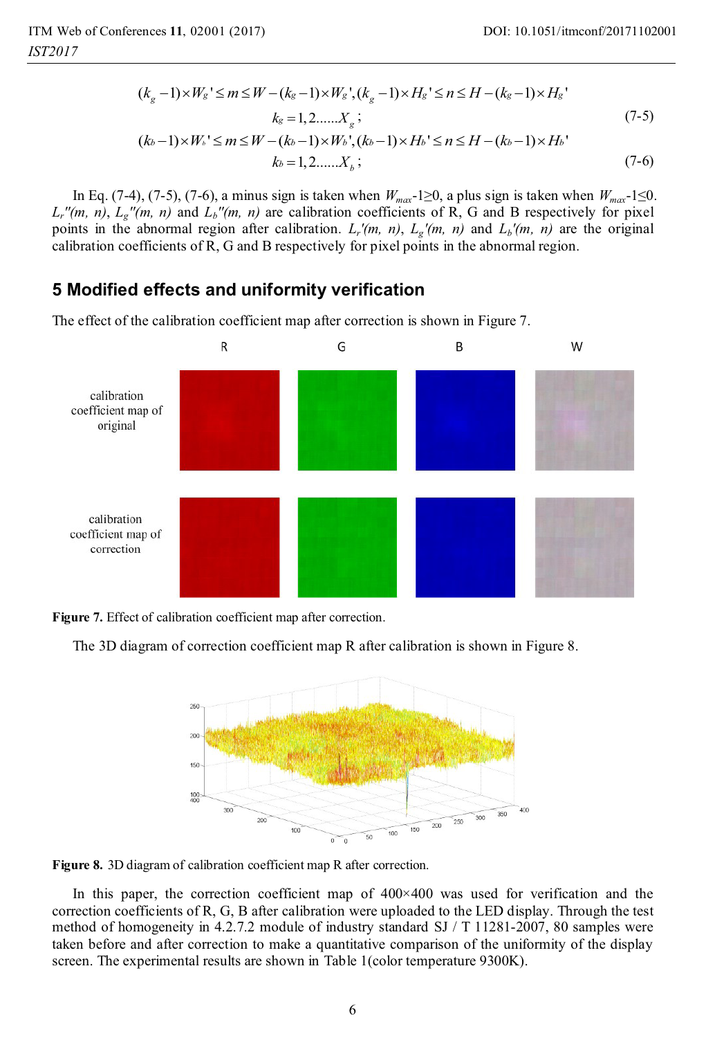$$(k_g-1)\times W_g' \le m \le W-(k_g-1)\times W_g', (k_g-1)\times H_g' \le n \le H-(k_g-1)\times H_g'$$

$$k_g = 1,2......X_g; \tag{7-5}$$

$$(k_b-1)\times W_b' \le m \le W-(k_b-1)\times W_b', (k_b-1)\times H_b' \le n \le H-(k_b-1)\times H_b'$$

$$k_b = 1,2......X_b; \tag{7-6}$$

In Eq. (7-4), (7-5), (7-6), a minus sign is taken when $W_{max}$-1≥0, a plus sign is taken when $W_{max}$-1≤0. $L_r''(m, n)$, $L_g''(m, n)$ and $L_b''(m, n)$ are calibration coefficients of R, G and B respectively for pixel points in the abnormal region after calibration. $L_r'(m, n)$, $L_g'(m, n)$ and $L_b'(m, n)$ are the original calibration coefficients of R, G and B respectively for pixel points in the abnormal region.

## 5 Modified effects and uniformity verification

The effect of the calibration coefficient map after correction is shown in Figure 7.

**Figure 7.** Effect of calibration coefficient map after correction.

The 3D diagram of correction coefficient map R after calibration is shown in Figure 8.

**Figure 8.** 3D diagram of calibration coefficient map R after correction.

In this paper, the correction coefficient map of 400×400 was used for verification and the correction coefficients of R, G, B after calibration were uploaded to the LED display. Through the test method of homogeneity in 4.2.7.2 module of industry standard SJ / T 11281-2007, 80 samples were taken before and after correction to make a quantitative comparison of the uniformity of the display screen. The experimental results are shown in Table 1(color temperature 9300K).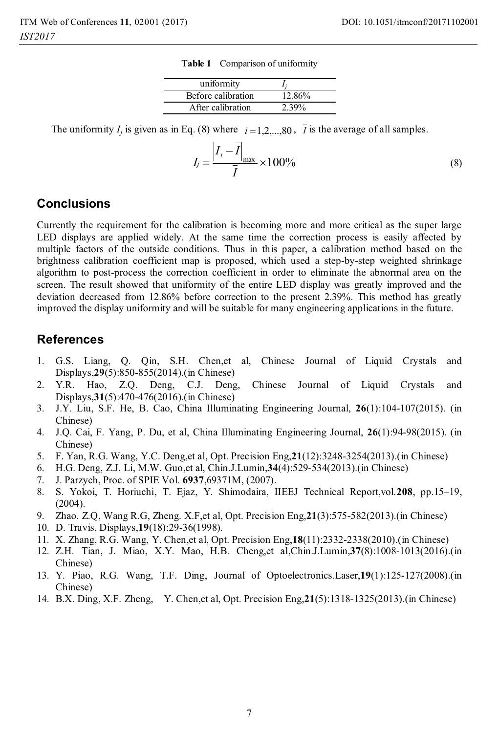**Table 1** Comparison of uniformity

| uniformity | $I_j$ |
| --- | --- |
| Before calibration | 12.86% |
| After calibration | 2.39% |

The uniformity $I_j$ is given as in Eq. (8) where $i = 1,2,...,80$, $\bar{I}$ is the average of all samples.

$$I_j = \frac{\left|I_i - \bar{I}\right|_{\max}}{\bar{I}} \times 100\% \tag{8}$$

## Conclusions

Currently the requirement for the calibration is becoming more and more critical as the super large LED displays are applied widely. At the same time the correction process is easily affected by multiple factors of the outside conditions. Thus in this paper, a calibration method based on the brightness calibration coefficient map is proposed, which used a step-by-step weighted shrinkage algorithm to post-process the correction coefficient in order to eliminate the abnormal area on the screen. The result showed that uniformity of the entire LED display was greatly improved and the deviation decreased from 12.86% before correction to the present 2.39%. This method has greatly improved the display uniformity and will be suitable for many engineering applications in the future.

## References

1. G.S. Liang, Q. Qin, S.H. Chen,et al, Chinese Journal of Liquid Crystals and Displays,**29**(5):850-855(2014).(in Chinese)
2. Y.R. Hao, Z.Q. Deng, C.J. Deng, Chinese Journal of Liquid Crystals and Displays,**31**(5):470-476(2016).(in Chinese)
3. J.Y. Liu, S.F. He, B. Cao, China Illuminating Engineering Journal, **26**(1):104-107(2015). (in Chinese)
4. J.Q. Cai, F. Yang, P. Du, et al, China Illuminating Engineering Journal, **26**(1):94-98(2015). (in Chinese)
5. F. Yan, R.G. Wang, Y.C. Deng,et al, Opt. Precision Eng,**21**(12):3248-3254(2013).(in Chinese)
6. H.G. Deng, Z.J. Li, M.W. Guo,et al, Chin.J.Lumin,**34**(4):529-534(2013).(in Chinese)
7. J. Parzych, Proc. of SPIE Vol. **6937**,69371M, (2007).
8. S. Yokoi, T. Horiuchi, T. Ejaz, Y. Shimodaira, IIEEJ Technical Report,vol.**208**, pp.15–19, (2004).
9. Zhao. Z.Q, Wang R.G, Zheng. X.F,et al, Opt. Precision Eng,**21**(3):575-582(2013).(in Chinese)
10. D. Travis, Displays,**19**(18):29-36(1998).
11. X. Zhang, R.G. Wang, Y. Chen,et al, Opt. Precision Eng,**18**(11):2332-2338(2010).(in Chinese)
12. Z.H. Tian, J. Miao, X.Y. Mao, H.B. Cheng,et al,Chin.J.Lumin,**37**(8):1008-1013(2016).(in Chinese)
13. Y. Piao, R.G. Wang, T.F. Ding, Journal of Optoelectronics.Laser,**19**(1):125-127(2008).(in Chinese)
14. B.X. Ding, X.F. Zheng, Y. Chen,et al, Opt. Precision Eng,**21**(5):1318-1325(2013).(in Chinese)